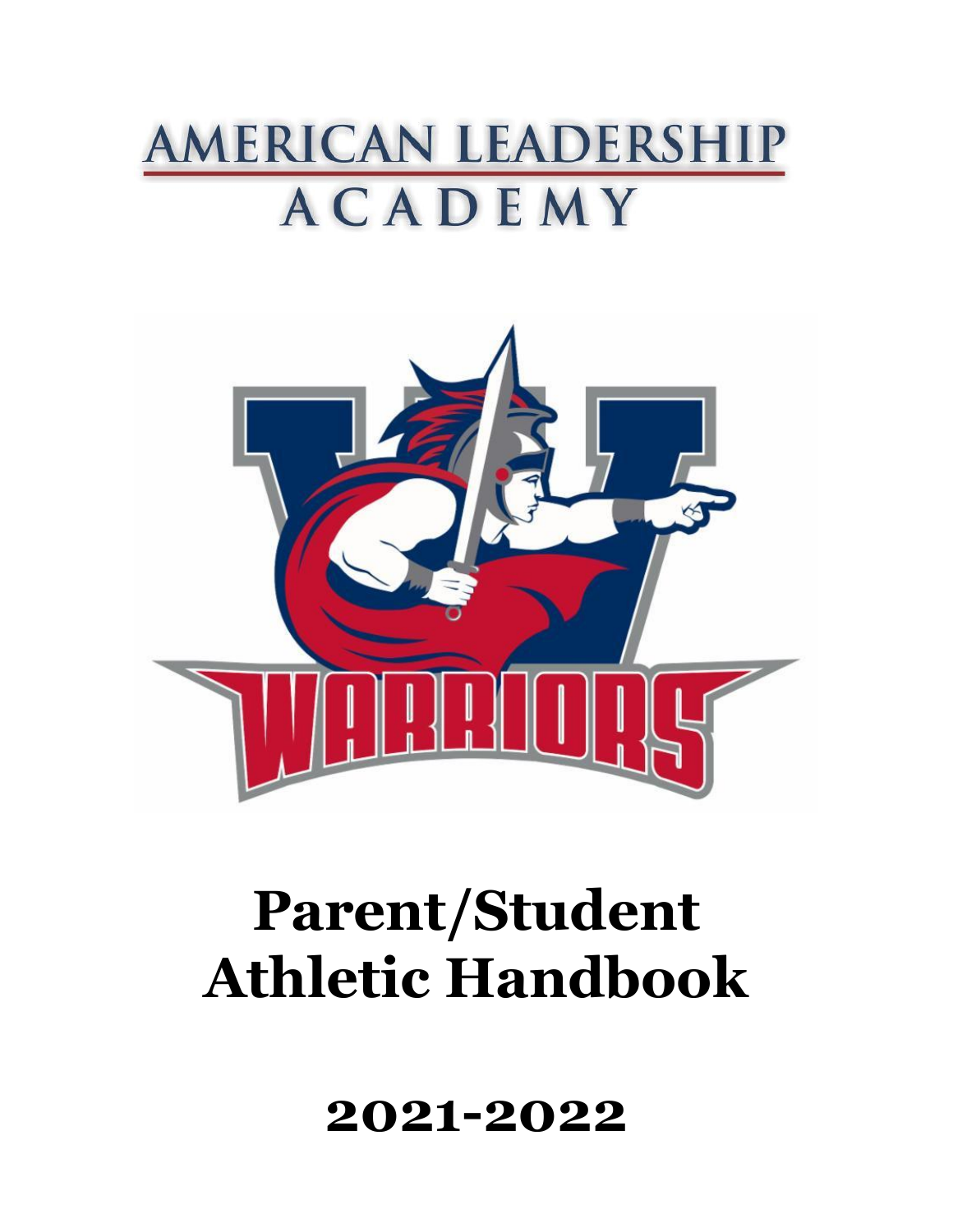# AMERICAN LEADERSHIP ACADEMY

# Parent/Student Athletic Handbook

## 2021-2022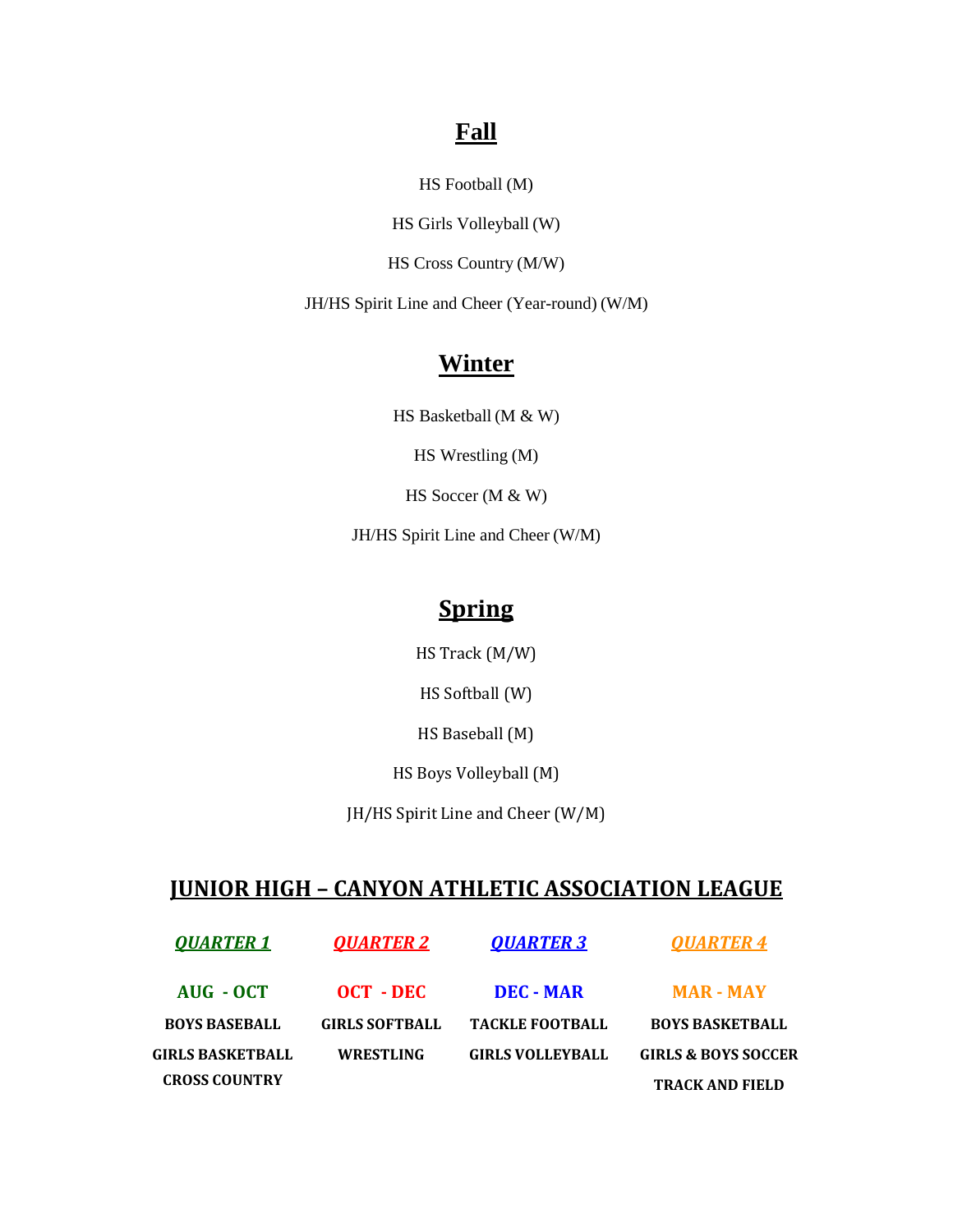## Fall

HS Football (M)

HS Girls Volleyball (W)

HS Cross Country (M/W)

JH/HS Spirit Line and Cheer (Year-round) (W/M)

## Winter

HS Basketball (M & W)

HS Wrestling (M)

HS Soccer (M & W)

JH/HS Spirit Line and Cheer (W/M)

## Spring

HS Track (M/W)

HS Softball (W)

HS Baseball (M)

HS Boys Volleyball (M)

JH/HS Spirit Line and Cheer (W/M)

## JUNIOR HIGH – CANYON ATHLETIC ASSOCIATION LEAGUE

| *QUARTER 1* | *QUARTER 2* | *QUARTER 3* | *QUARTER 4* |
|---|---|---|---|
| **AUG - OCT** | **OCT - DEC** | **DEC - MAR** | **MAR - MAY** |
| **BOYS BASEBALL** | **GIRLS SOFTBALL** | **TACKLE FOOTBALL** | **BOYS BASKETBALL** |
| **GIRLS BASKETBALL** | **WRESTLING** | **GIRLS VOLLEYBALL** | **GIRLS & BOYS SOCCER** |
| **CROSS COUNTRY** | | | **TRACK AND FIELD** |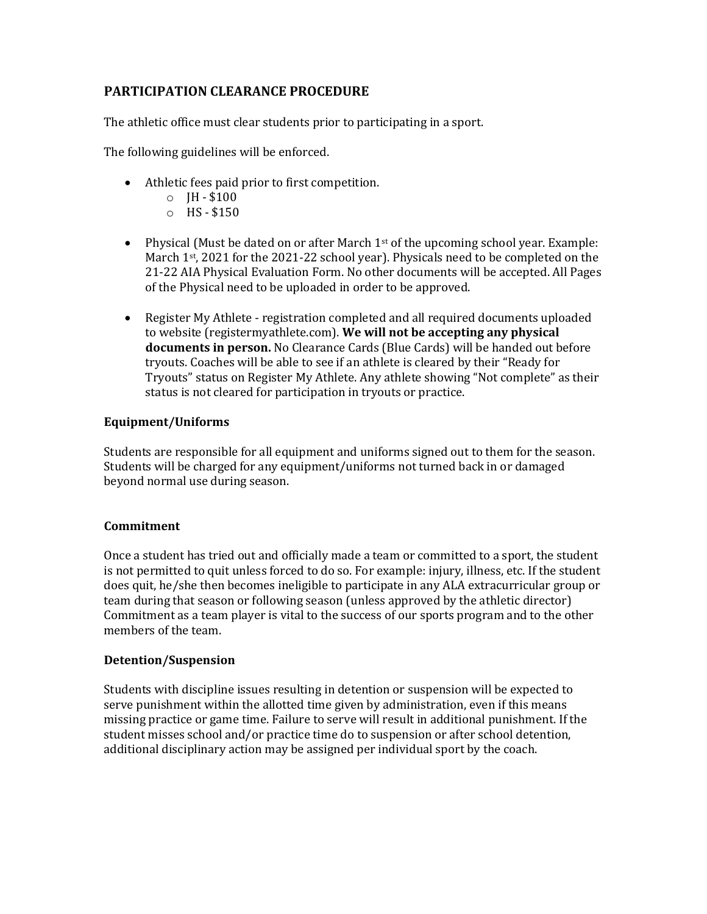## PARTICIPATION CLEARANCE PROCEDURE

The athletic office must clear students prior to participating in a sport.

The following guidelines will be enforced.

- Athletic fees paid prior to first competition.
  - JH - $100
  - HS - $150

- Physical (Must be dated on or after March 1st of the upcoming school year. Example: March 1st, 2021 for the 2021-22 school year). Physicals need to be completed on the 21-22 AIA Physical Evaluation Form. No other documents will be accepted. All Pages of the Physical need to be uploaded in order to be approved.

- Register My Athlete - registration completed and all required documents uploaded to website (registermyathlete.com). **We will not be accepting any physical documents in person.** No Clearance Cards (Blue Cards) will be handed out before tryouts. Coaches will be able to see if an athlete is cleared by their "Ready for Tryouts" status on Register My Athlete. Any athlete showing "Not complete" as their status is not cleared for participation in tryouts or practice.

### Equipment/Uniforms

Students are responsible for all equipment and uniforms signed out to them for the season. Students will be charged for any equipment/uniforms not turned back in or damaged beyond normal use during season.

### Commitment

Once a student has tried out and officially made a team or committed to a sport, the student is not permitted to quit unless forced to do so. For example: injury, illness, etc. If the student does quit, he/she then becomes ineligible to participate in any ALA extracurricular group or team during that season or following season (unless approved by the athletic director) Commitment as a team player is vital to the success of our sports program and to the other members of the team.

### Detention/Suspension

Students with discipline issues resulting in detention or suspension will be expected to serve punishment within the allotted time given by administration, even if this means missing practice or game time. Failure to serve will result in additional punishment. If the student misses school and/or practice time do to suspension or after school detention, additional disciplinary action may be assigned per individual sport by the coach.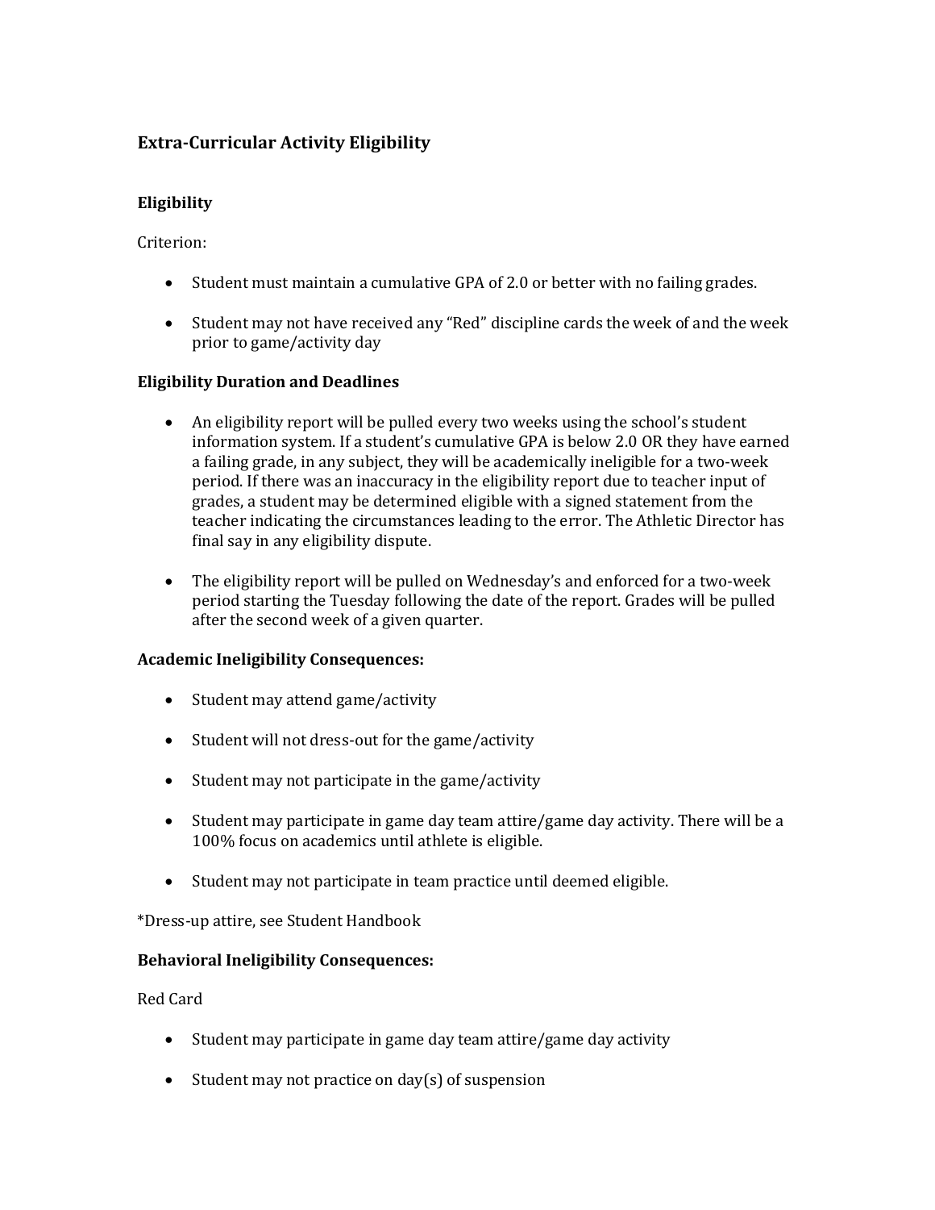## Extra-Curricular Activity Eligibility

### Eligibility

Criterion:

- Student must maintain a cumulative GPA of 2.0 or better with no failing grades.
- Student may not have received any "Red" discipline cards the week of and the week prior to game/activity day

### Eligibility Duration and Deadlines

- An eligibility report will be pulled every two weeks using the school's student information system. If a student's cumulative GPA is below 2.0 OR they have earned a failing grade, in any subject, they will be academically ineligible for a two-week period. If there was an inaccuracy in the eligibility report due to teacher input of grades, a student may be determined eligible with a signed statement from the teacher indicating the circumstances leading to the error. The Athletic Director has final say in any eligibility dispute.
- The eligibility report will be pulled on Wednesday's and enforced for a two-week period starting the Tuesday following the date of the report. Grades will be pulled after the second week of a given quarter.

### Academic Ineligibility Consequences:

- Student may attend game/activity
- Student will not dress-out for the game/activity
- Student may not participate in the game/activity
- Student may participate in game day team attire/game day activity. There will be a 100% focus on academics until athlete is eligible.
- Student may not participate in team practice until deemed eligible.

*Dress-up attire, see Student Handbook

### Behavioral Ineligibility Consequences:

Red Card

- Student may participate in game day team attire/game day activity
- Student may not practice on day(s) of suspension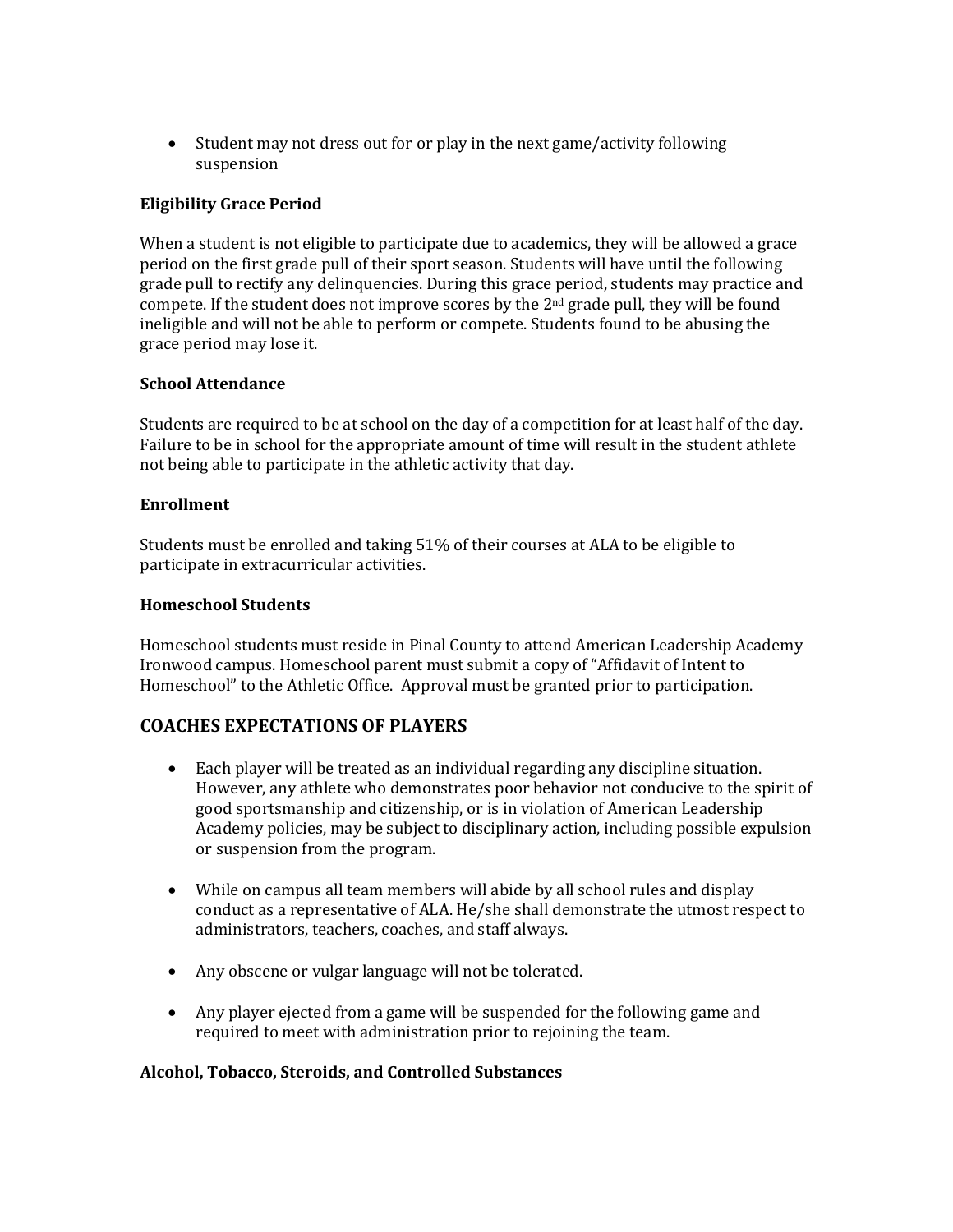- Student may not dress out for or play in the next game/activity following suspension

### Eligibility Grace Period

When a student is not eligible to participate due to academics, they will be allowed a grace period on the first grade pull of their sport season. Students will have until the following grade pull to rectify any delinquencies. During this grace period, students may practice and compete. If the student does not improve scores by the 2nd grade pull, they will be found ineligible and will not be able to perform or compete. Students found to be abusing the grace period may lose it.

### School Attendance

Students are required to be at school on the day of a competition for at least half of the day. Failure to be in school for the appropriate amount of time will result in the student athlete not being able to participate in the athletic activity that day.

### Enrollment

Students must be enrolled and taking 51% of their courses at ALA to be eligible to participate in extracurricular activities.

### Homeschool Students

Homeschool students must reside in Pinal County to attend American Leadership Academy Ironwood campus. Homeschool parent must submit a copy of "Affidavit of Intent to Homeschool" to the Athletic Office. Approval must be granted prior to participation.

## COACHES EXPECTATIONS OF PLAYERS

- Each player will be treated as an individual regarding any discipline situation. However, any athlete who demonstrates poor behavior not conducive to the spirit of good sportsmanship and citizenship, or is in violation of American Leadership Academy policies, may be subject to disciplinary action, including possible expulsion or suspension from the program.

- While on campus all team members will abide by all school rules and display conduct as a representative of ALA. He/she shall demonstrate the utmost respect to administrators, teachers, coaches, and staff always.

- Any obscene or vulgar language will not be tolerated.

- Any player ejected from a game will be suspended for the following game and required to meet with administration prior to rejoining the team.

### Alcohol, Tobacco, Steroids, and Controlled Substances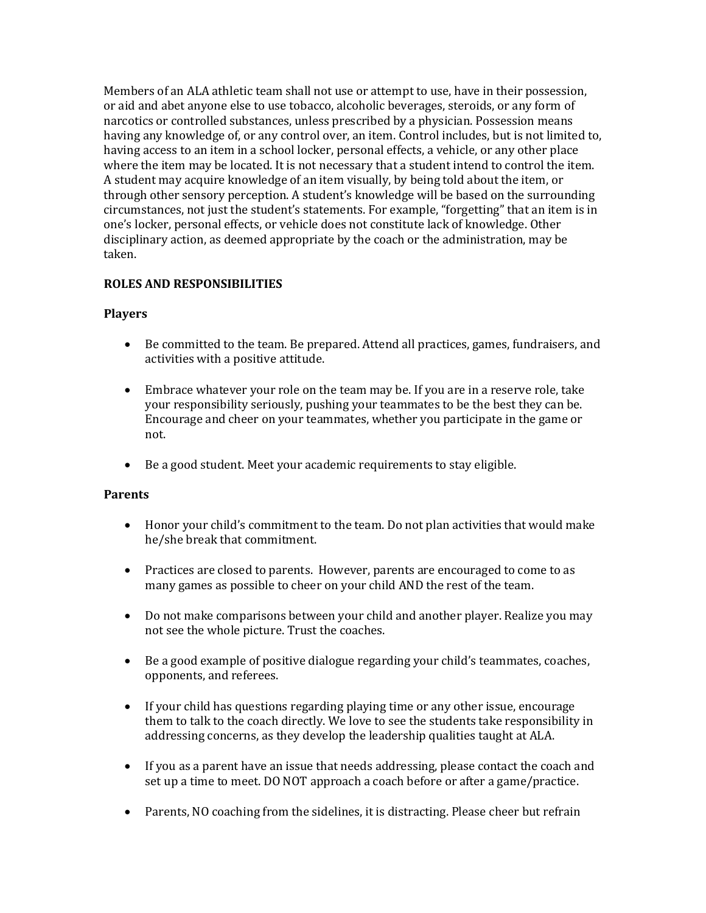Members of an ALA athletic team shall not use or attempt to use, have in their possession, or aid and abet anyone else to use tobacco, alcoholic beverages, steroids, or any form of narcotics or controlled substances, unless prescribed by a physician. Possession means having any knowledge of, or any control over, an item. Control includes, but is not limited to, having access to an item in a school locker, personal effects, a vehicle, or any other place where the item may be located. It is not necessary that a student intend to control the item. A student may acquire knowledge of an item visually, by being told about the item, or through other sensory perception. A student's knowledge will be based on the surrounding circumstances, not just the student's statements. For example, "forgetting" that an item is in one's locker, personal effects, or vehicle does not constitute lack of knowledge. Other disciplinary action, as deemed appropriate by the coach or the administration, may be taken.

## ROLES AND RESPONSIBILITIES

### Players

- Be committed to the team. Be prepared. Attend all practices, games, fundraisers, and activities with a positive attitude.

- Embrace whatever your role on the team may be. If you are in a reserve role, take your responsibility seriously, pushing your teammates to be the best they can be. Encourage and cheer on your teammates, whether you participate in the game or not.

- Be a good student. Meet your academic requirements to stay eligible.

### Parents

- Honor your child's commitment to the team. Do not plan activities that would make he/she break that commitment.

- Practices are closed to parents. However, parents are encouraged to come to as many games as possible to cheer on your child AND the rest of the team.

- Do not make comparisons between your child and another player. Realize you may not see the whole picture. Trust the coaches.

- Be a good example of positive dialogue regarding your child's teammates, coaches, opponents, and referees.

- If your child has questions regarding playing time or any other issue, encourage them to talk to the coach directly. We love to see the students take responsibility in addressing concerns, as they develop the leadership qualities taught at ALA.

- If you as a parent have an issue that needs addressing, please contact the coach and set up a time to meet. DO NOT approach a coach before or after a game/practice.

- Parents, NO coaching from the sidelines, it is distracting. Please cheer but refrain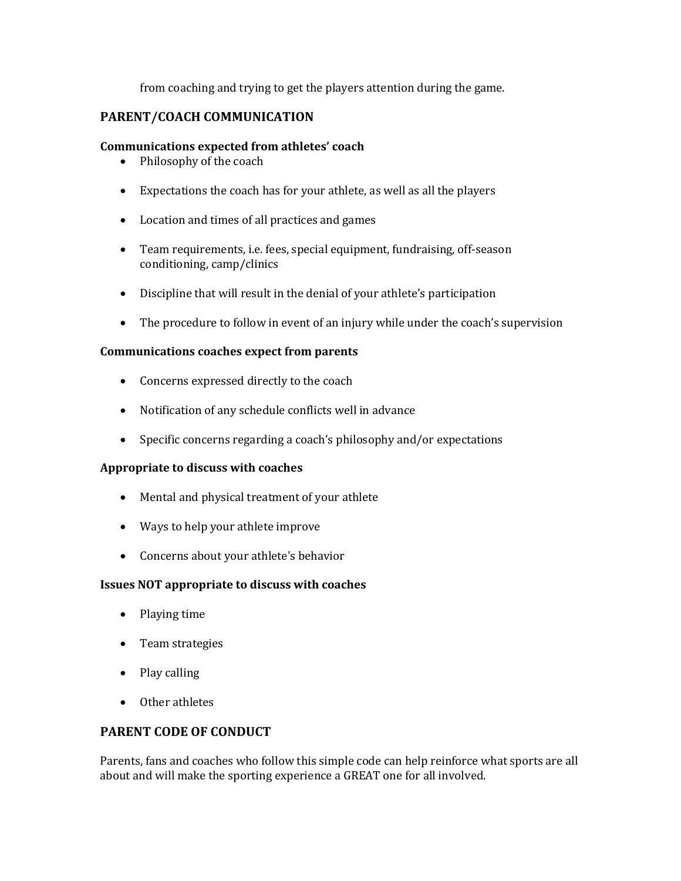from coaching and trying to get the players attention during the game.

## PARENT/COACH COMMUNICATION

**Communications expected from athletes' coach**

- Philosophy of the coach
- Expectations the coach has for your athlete, as well as all the players
- Location and times of all practices and games
- Team requirements, i.e. fees, special equipment, fundraising, off-season conditioning, camp/clinics
- Discipline that will result in the denial of your athlete's participation
- The procedure to follow in event of an injury while under the coach's supervision

**Communications coaches expect from parents**

- Concerns expressed directly to the coach
- Notification of any schedule conflicts well in advance
- Specific concerns regarding a coach's philosophy and/or expectations

**Appropriate to discuss with coaches**

- Mental and physical treatment of your athlete
- Ways to help your athlete improve
- Concerns about your athlete's behavior

**Issues NOT appropriate to discuss with coaches**

- Playing time
- Team strategies
- Play calling
- Other athletes

## PARENT CODE OF CONDUCT

Parents, fans and coaches who follow this simple code can help reinforce what sports are all about and will make the sporting experience a GREAT one for all involved.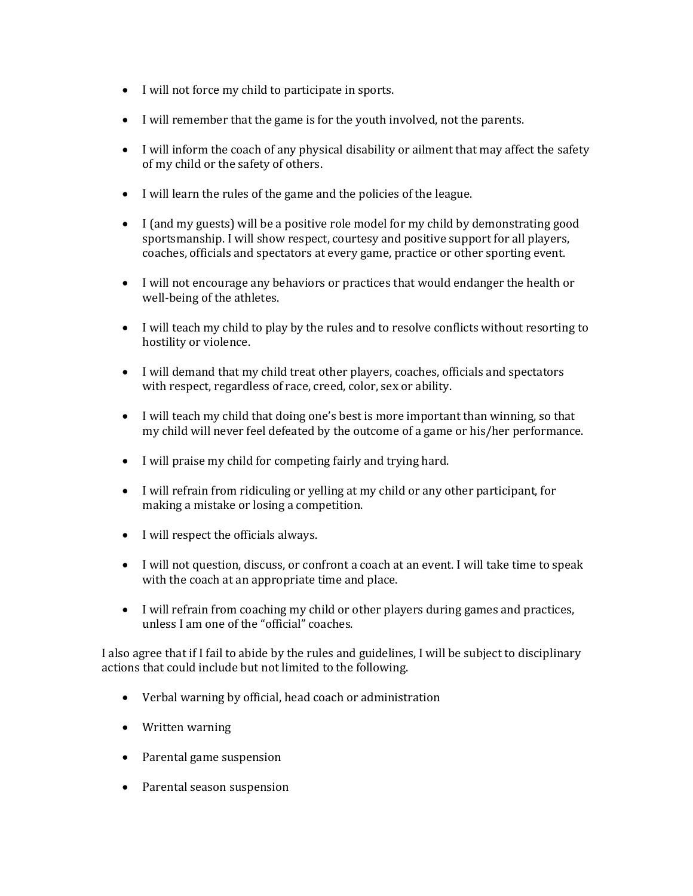- I will not force my child to participate in sports.

- I will remember that the game is for the youth involved, not the parents.

- I will inform the coach of any physical disability or ailment that may affect the safety of my child or the safety of others.

- I will learn the rules of the game and the policies of the league.

- I (and my guests) will be a positive role model for my child by demonstrating good sportsmanship. I will show respect, courtesy and positive support for all players, coaches, officials and spectators at every game, practice or other sporting event.

- I will not encourage any behaviors or practices that would endanger the health or well-being of the athletes.

- I will teach my child to play by the rules and to resolve conflicts without resorting to hostility or violence.

- I will demand that my child treat other players, coaches, officials and spectators with respect, regardless of race, creed, color, sex or ability.

- I will teach my child that doing one's best is more important than winning, so that my child will never feel defeated by the outcome of a game or his/her performance.

- I will praise my child for competing fairly and trying hard.

- I will refrain from ridiculing or yelling at my child or any other participant, for making a mistake or losing a competition.

- I will respect the officials always.

- I will not question, discuss, or confront a coach at an event. I will take time to speak with the coach at an appropriate time and place.

- I will refrain from coaching my child or other players during games and practices, unless I am one of the "official" coaches.

I also agree that if I fail to abide by the rules and guidelines, I will be subject to disciplinary actions that could include but not limited to the following.

- Verbal warning by official, head coach or administration

- Written warning

- Parental game suspension

- Parental season suspension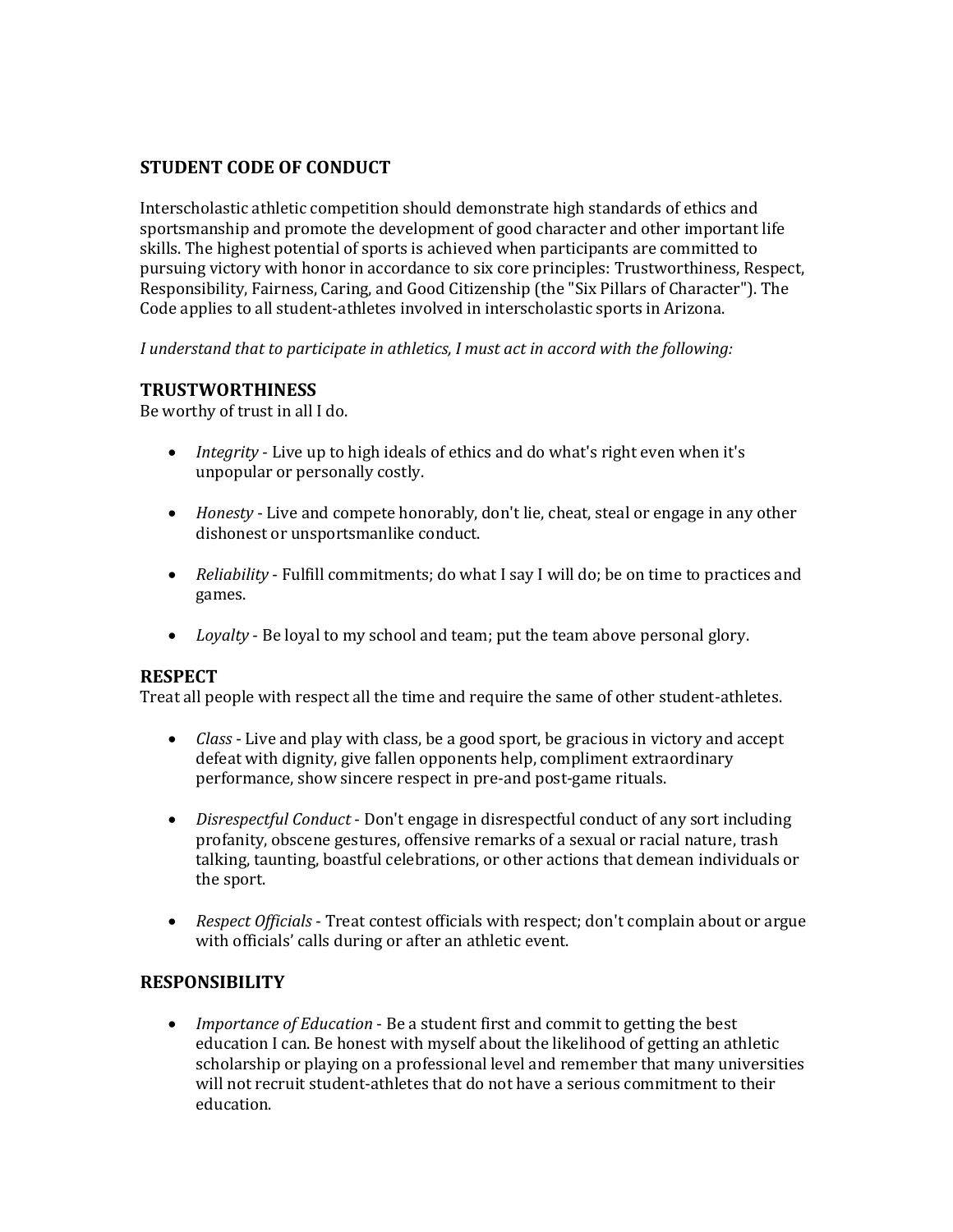## STUDENT CODE OF CONDUCT

Interscholastic athletic competition should demonstrate high standards of ethics and sportsmanship and promote the development of good character and other important life skills. The highest potential of sports is achieved when participants are committed to pursuing victory with honor in accordance to six core principles: Trustworthiness, Respect, Responsibility, Fairness, Caring, and Good Citizenship (the "Six Pillars of Character"). The Code applies to all student-athletes involved in interscholastic sports in Arizona.

*I understand that to participate in athletics, I must act in accord with the following:*

### TRUSTWORTHINESS

Be worthy of trust in all I do.

- *Integrity* - Live up to high ideals of ethics and do what's right even when it's unpopular or personally costly.
- *Honesty* - Live and compete honorably, don't lie, cheat, steal or engage in any other dishonest or unsportsmanlike conduct.
- *Reliability* - Fulfill commitments; do what I say I will do; be on time to practices and games.
- *Loyalty* - Be loyal to my school and team; put the team above personal glory.

### RESPECT

Treat all people with respect all the time and require the same of other student-athletes.

- *Class* - Live and play with class, be a good sport, be gracious in victory and accept defeat with dignity, give fallen opponents help, compliment extraordinary performance, show sincere respect in pre-and post-game rituals.
- *Disrespectful Conduct* - Don't engage in disrespectful conduct of any sort including profanity, obscene gestures, offensive remarks of a sexual or racial nature, trash talking, taunting, boastful celebrations, or other actions that demean individuals or the sport.
- *Respect Officials* - Treat contest officials with respect; don't complain about or argue with officials' calls during or after an athletic event.

### RESPONSIBILITY

- *Importance of Education* - Be a student first and commit to getting the best education I can. Be honest with myself about the likelihood of getting an athletic scholarship or playing on a professional level and remember that many universities will not recruit student-athletes that do not have a serious commitment to their education.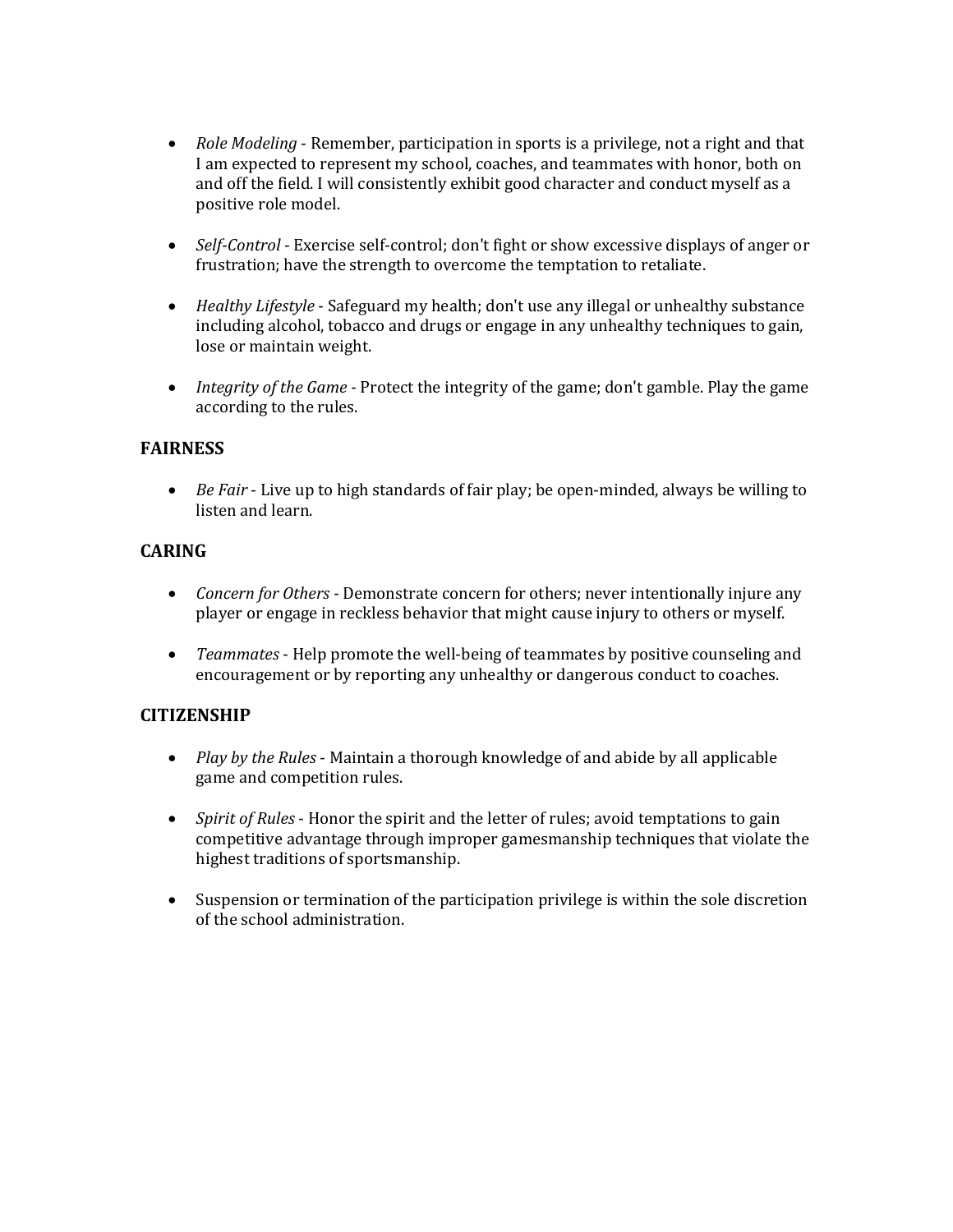- *Role Modeling* - Remember, participation in sports is a privilege, not a right and that I am expected to represent my school, coaches, and teammates with honor, both on and off the field. I will consistently exhibit good character and conduct myself as a positive role model.

- *Self-Control* - Exercise self-control; don't fight or show excessive displays of anger or frustration; have the strength to overcome the temptation to retaliate.

- *Healthy Lifestyle* - Safeguard my health; don't use any illegal or unhealthy substance including alcohol, tobacco and drugs or engage in any unhealthy techniques to gain, lose or maintain weight.

- *Integrity of the Game* - Protect the integrity of the game; don't gamble. Play the game according to the rules.

## FAIRNESS

- *Be Fair* - Live up to high standards of fair play; be open-minded, always be willing to listen and learn.

## CARING

- *Concern for Others* - Demonstrate concern for others; never intentionally injure any player or engage in reckless behavior that might cause injury to others or myself.

- *Teammates* - Help promote the well-being of teammates by positive counseling and encouragement or by reporting any unhealthy or dangerous conduct to coaches.

## CITIZENSHIP

- *Play by the Rules* - Maintain a thorough knowledge of and abide by all applicable game and competition rules.

- *Spirit of Rules* - Honor the spirit and the letter of rules; avoid temptations to gain competitive advantage through improper gamesmanship techniques that violate the highest traditions of sportsmanship.

- Suspension or termination of the participation privilege is within the sole discretion of the school administration.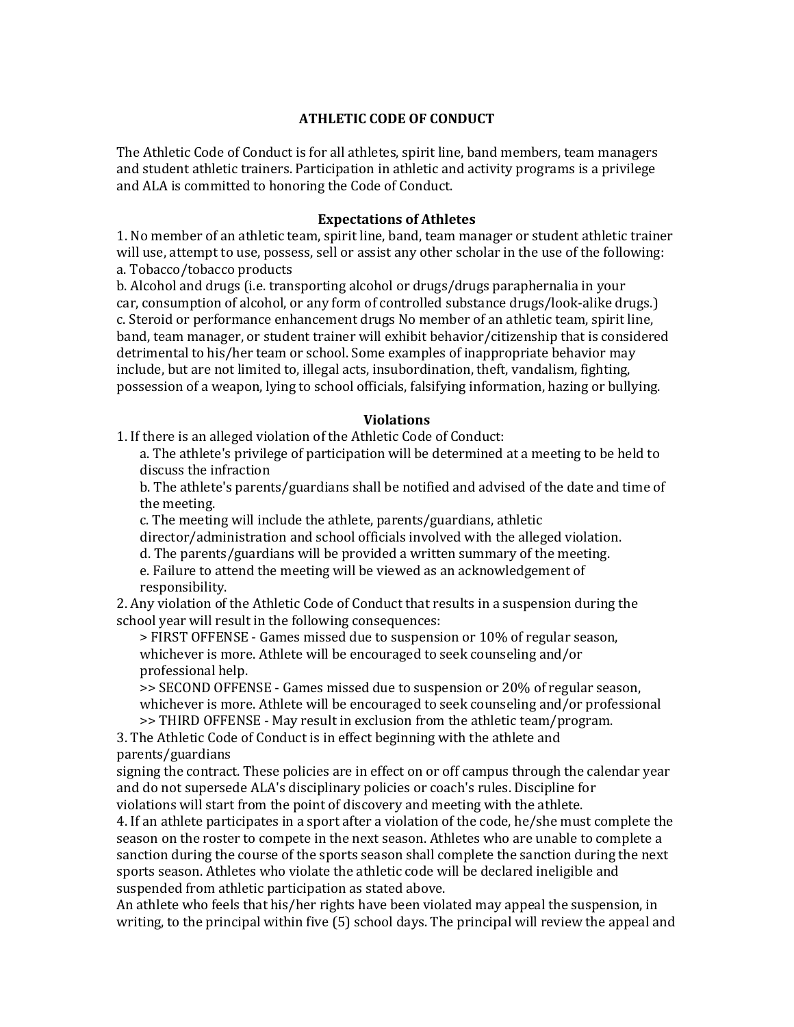# ATHLETIC CODE OF CONDUCT

The Athletic Code of Conduct is for all athletes, spirit line, band members, team managers and student athletic trainers. Participation in athletic and activity programs is a privilege and ALA is committed to honoring the Code of Conduct.

## Expectations of Athletes

1. No member of an athletic team, spirit line, band, team manager or student athletic trainer will use, attempt to use, possess, sell or assist any other scholar in the use of the following:
a. Tobacco/tobacco products
b. Alcohol and drugs (i.e. transporting alcohol or drugs/drugs paraphernalia in your car, consumption of alcohol, or any form of controlled substance drugs/look-alike drugs.)
c. Steroid or performance enhancement drugs No member of an athletic team, spirit line, band, team manager, or student trainer will exhibit behavior/citizenship that is considered detrimental to his/her team or school. Some examples of inappropriate behavior may include, but are not limited to, illegal acts, insubordination, theft, vandalism, fighting, possession of a weapon, lying to school officials, falsifying information, hazing or bullying.

## Violations

1. If there is an alleged violation of the Athletic Code of Conduct:
   a. The athlete's privilege of participation will be determined at a meeting to be held to discuss the infraction
   b. The athlete's parents/guardians shall be notified and advised of the date and time of the meeting.
   c. The meeting will include the athlete, parents/guardians, athletic director/administration and school officials involved with the alleged violation.
   d. The parents/guardians will be provided a written summary of the meeting.
   e. Failure to attend the meeting will be viewed as an acknowledgement of responsibility.
2. Any violation of the Athletic Code of Conduct that results in a suspension during the school year will result in the following consequences:
   > FIRST OFFENSE - Games missed due to suspension or 10% of regular season, whichever is more. Athlete will be encouraged to seek counseling and/or professional help.
   >> SECOND OFFENSE - Games missed due to suspension or 20% of regular season, whichever is more. Athlete will be encouraged to seek counseling and/or professional
   >> THIRD OFFENSE - May result in exclusion from the athletic team/program.
3. The Athletic Code of Conduct is in effect beginning with the athlete and parents/guardians
signing the contract. These policies are in effect on or off campus through the calendar year and do not supersede ALA's disciplinary policies or coach's rules. Discipline for violations will start from the point of discovery and meeting with the athlete.
4. If an athlete participates in a sport after a violation of the code, he/she must complete the season on the roster to compete in the next season. Athletes who are unable to complete a sanction during the course of the sports season shall complete the sanction during the next sports season. Athletes who violate the athletic code will be declared ineligible and suspended from athletic participation as stated above.

An athlete who feels that his/her rights have been violated may appeal the suspension, in writing, to the principal within five (5) school days. The principal will review the appeal and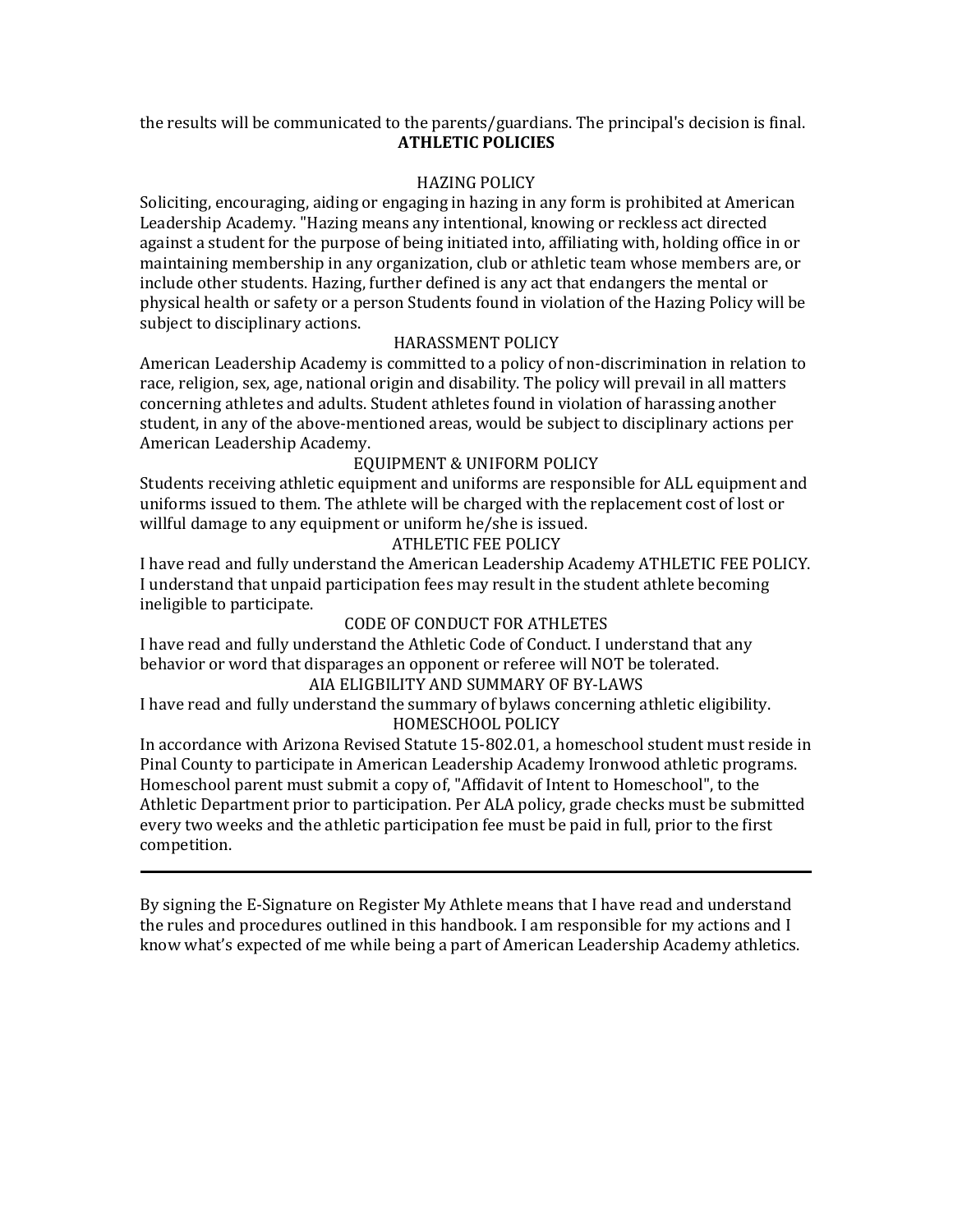the results will be communicated to the parents/guardians. The principal's decision is final.

## ATHLETIC POLICIES

### HAZING POLICY

Soliciting, encouraging, aiding or engaging in hazing in any form is prohibited at American Leadership Academy. "Hazing means any intentional, knowing or reckless act directed against a student for the purpose of being initiated into, affiliating with, holding office in or maintaining membership in any organization, club or athletic team whose members are, or include other students. Hazing, further defined is any act that endangers the mental or physical health or safety or a person Students found in violation of the Hazing Policy will be subject to disciplinary actions.

### HARASSMENT POLICY

American Leadership Academy is committed to a policy of non-discrimination in relation to race, religion, sex, age, national origin and disability. The policy will prevail in all matters concerning athletes and adults. Student athletes found in violation of harassing another student, in any of the above-mentioned areas, would be subject to disciplinary actions per American Leadership Academy.

### EQUIPMENT & UNIFORM POLICY

Students receiving athletic equipment and uniforms are responsible for ALL equipment and uniforms issued to them. The athlete will be charged with the replacement cost of lost or willful damage to any equipment or uniform he/she is issued.

### ATHLETIC FEE POLICY

I have read and fully understand the American Leadership Academy ATHLETIC FEE POLICY. I understand that unpaid participation fees may result in the student athlete becoming ineligible to participate.

### CODE OF CONDUCT FOR ATHLETES

I have read and fully understand the Athletic Code of Conduct. I understand that any behavior or word that disparages an opponent or referee will NOT be tolerated.

### AIA ELIGBILITY AND SUMMARY OF BY-LAWS

I have read and fully understand the summary of bylaws concerning athletic eligibility.

### HOMESCHOOL POLICY

In accordance with Arizona Revised Statute 15-802.01, a homeschool student must reside in Pinal County to participate in American Leadership Academy Ironwood athletic programs. Homeschool parent must submit a copy of, "Affidavit of Intent to Homeschool", to the Athletic Department prior to participation. Per ALA policy, grade checks must be submitted every two weeks and the athletic participation fee must be paid in full, prior to the first competition.

---

By signing the E-Signature on Register My Athlete means that I have read and understand the rules and procedures outlined in this handbook. I am responsible for my actions and I know what's expected of me while being a part of American Leadership Academy athletics.